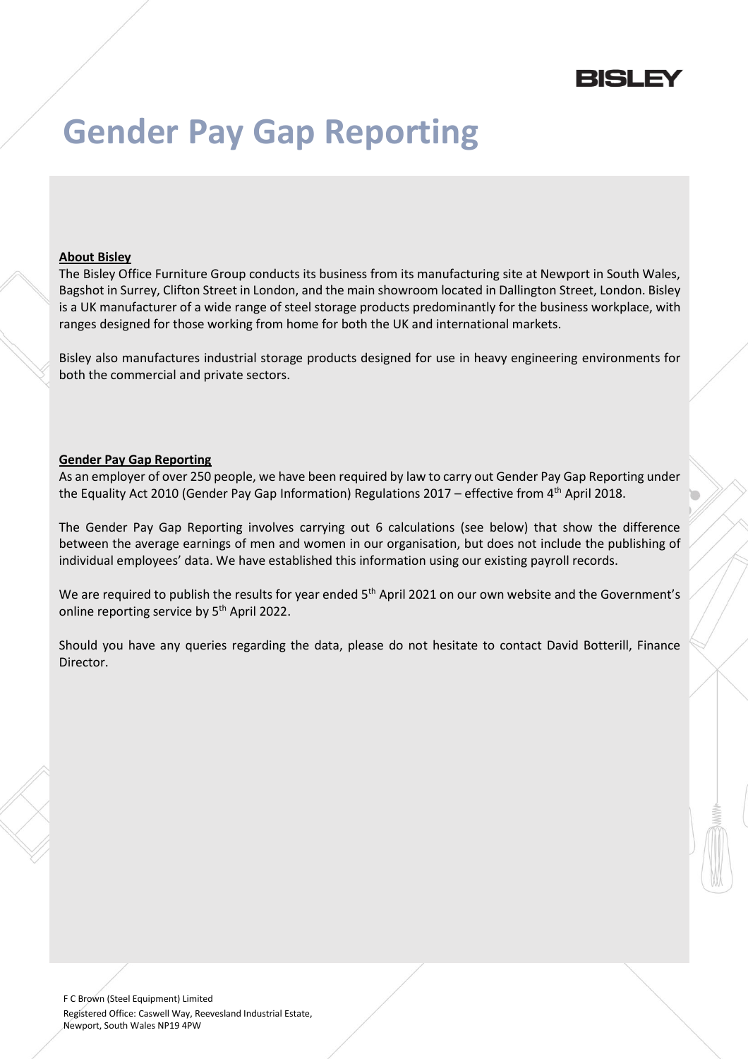BISLEY

# Gender Pay Gap Reporting

**About Bisley**

The Bisley Office Furniture Group conducts its business from its manufacturing site at Newport in South Wales, Bagshot in Surrey, Clifton Street in London, and the main showroom located in Dallington Street, London. Bisley is a UK manufacturer of a wide range of steel storage products predominantly for the business workplace, with ranges designed for those working from home for both the UK and international markets.

Bisley also manufactures industrial storage products designed for use in heavy engineering environments for both the commercial and private sectors.

**Gender Pay Gap Reporting**

As an employer of over 250 people, we have been required by law to carry out Gender Pay Gap Reporting under the Equality Act 2010 (Gender Pay Gap Information) Regulations 2017 – effective from 4th April 2018.

The Gender Pay Gap Reporting involves carrying out 6 calculations (see below) that show the difference between the average earnings of men and women in our organisation, but does not include the publishing of individual employees' data. We have established this information using our existing payroll records.

We are required to publish the results for year ended 5th April 2021 on our own website and the Government's online reporting service by 5th April 2022.

Should you have any queries regarding the data, please do not hesitate to contact David Botterill, Finance Director.

F C Brown (Steel Equipment) Limited
Registered Office: Caswell Way, Reevesland Industrial Estate, Newport, South Wales NP19 4PW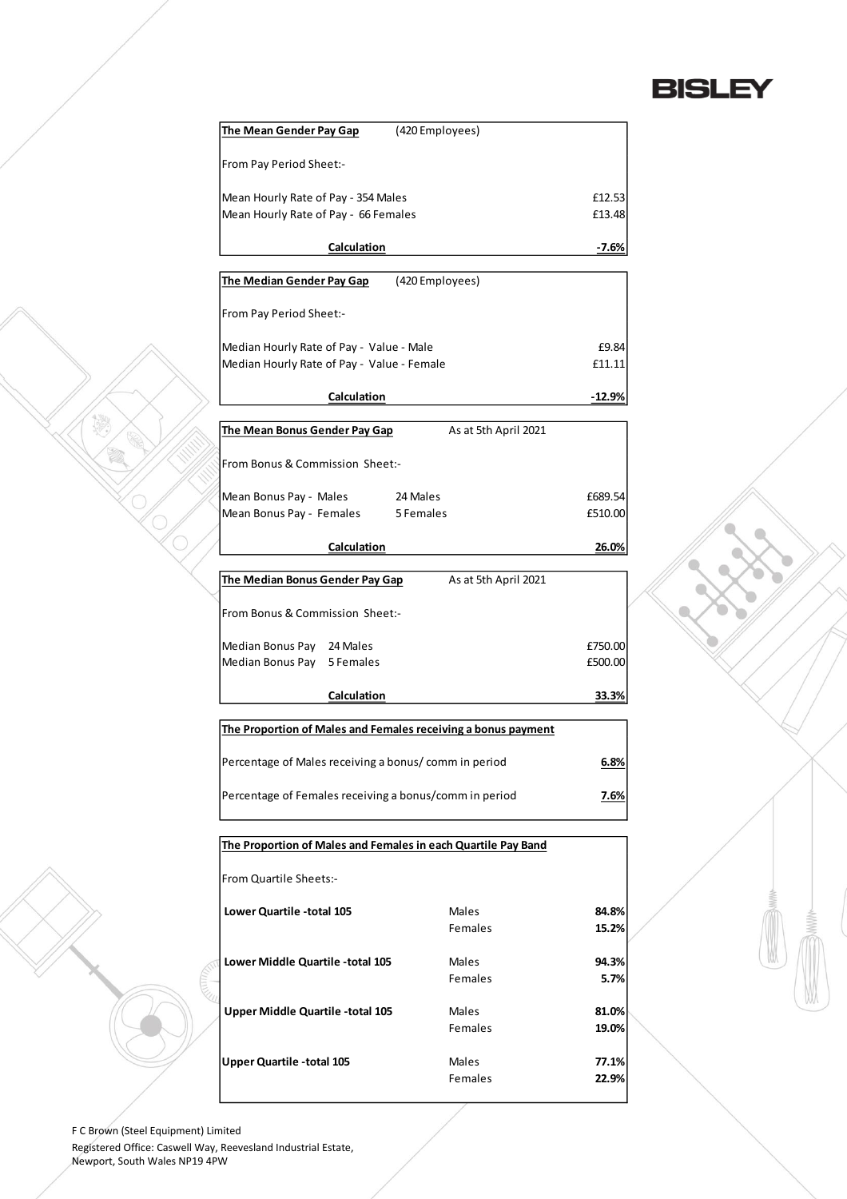BISLEY

| The Mean Gender Pay Gap | (420 Employees) | |
|---|---|---|
| From Pay Period Sheet:- | | |
| Mean Hourly Rate of Pay - 354 Males | | £12.53 |
| Mean Hourly Rate of Pay - 66 Females | | £13.48 |
| **Calculation** | | **-7.6%** |

| The Median Gender Pay Gap | (420 Employees) | |
|---|---|---|
| From Pay Period Sheet:- | | |
| Median Hourly Rate of Pay - Value - Male | | £9.84 |
| Median Hourly Rate of Pay - Value - Female | | £11.11 |
| **Calculation** | | **-12.9%** |

| The Mean Bonus Gender Pay Gap | As at 5th April 2021 | |
|---|---|---|
| From Bonus & Commission Sheet:- | | |
| Mean Bonus Pay - Males | 24 Males | £689.54 |
| Mean Bonus Pay - Females | 5 Females | £510.00 |
| **Calculation** | | **26.0%** |

| The Median Bonus Gender Pay Gap | As at 5th April 2021 | |
|---|---|---|
| From Bonus & Commission Sheet:- | | |
| Median Bonus Pay 24 Males | | £750.00 |
| Median Bonus Pay 5 Females | | £500.00 |
| **Calculation** | | **33.3%** |

| The Proportion of Males and Females receiving a bonus payment | |
|---|---|
| Percentage of Males receiving a bonus/ comm in period | **6.8%** |
| Percentage of Females receiving a bonus/comm in period | **7.6%** |

| The Proportion of Males and Females in each Quartile Pay Band | | |
|---|---|---|
| From Quartile Sheets:- | | |
| **Lower Quartile -total 105** | Males | **84.8%** |
| | Females | **15.2%** |
| **Lower Middle Quartile -total 105** | Males | **94.3%** |
| | Females | **5.7%** |
| **Upper Middle Quartile -total 105** | Males | **81.0%** |
| | Females | **19.0%** |
| **Upper Quartile -total 105** | Males | **77.1%** |
| | Females | **22.9%** |

F C Brown (Steel Equipment) Limited
Registered Office: Caswell Way, Reevesland Industrial Estate,
Newport, South Wales NP19 4PW